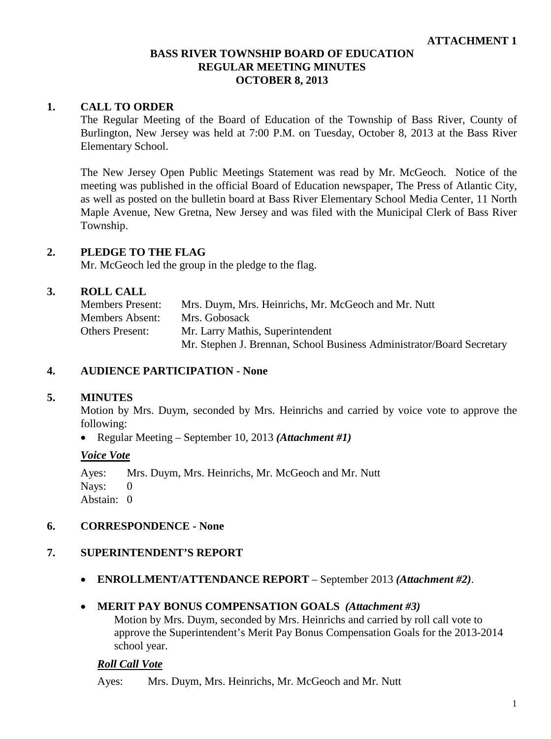**ATTACHMENT 1**

# BASS RIVER TOWNSHIP BOARD OF EDUCATION
## REGULAR MEETING MINUTES
## OCTOBER 8, 2013

### 1. CALL TO ORDER

The Regular Meeting of the Board of Education of the Township of Bass River, County of Burlington, New Jersey was held at 7:00 P.M. on Tuesday, October 8, 2013 at the Bass River Elementary School.

The New Jersey Open Public Meetings Statement was read by Mr. McGeoch. Notice of the meeting was published in the official Board of Education newspaper, The Press of Atlantic City, as well as posted on the bulletin board at Bass River Elementary School Media Center, 11 North Maple Avenue, New Gretna, New Jersey and was filed with the Municipal Clerk of Bass River Township.

### 2. PLEDGE TO THE FLAG

Mr. McGeoch led the group in the pledge to the flag.

### 3. ROLL CALL

Members Present: Mrs. Duym, Mrs. Heinrichs, Mr. McGeoch and Mr. Nutt
Members Absent: Mrs. Gobosack
Others Present: Mr. Larry Mathis, Superintendent
Mr. Stephen J. Brennan, School Business Administrator/Board Secretary

### 4. AUDIENCE PARTICIPATION - None

### 5. MINUTES

Motion by Mrs. Duym, seconded by Mrs. Heinrichs and carried by voice vote to approve the following:

- Regular Meeting – September 10, 2013 ***(Attachment #1)***

***Voice Vote***

Ayes: Mrs. Duym, Mrs. Heinrichs, Mr. McGeoch and Mr. Nutt
Nays: 0
Abstain: 0

### 6. CORRESPONDENCE - None

### 7. SUPERINTENDENT'S REPORT

- **ENROLLMENT/ATTENDANCE REPORT** – September 2013 ***(Attachment #2)***.

- **MERIT PAY BONUS COMPENSATION GOALS** ***(Attachment #3)***

  Motion by Mrs. Duym, seconded by Mrs. Heinrichs and carried by roll call vote to approve the Superintendent's Merit Pay Bonus Compensation Goals for the 2013-2014 school year.

***Roll Call Vote***

Ayes: Mrs. Duym, Mrs. Heinrichs, Mr. McGeoch and Mr. Nutt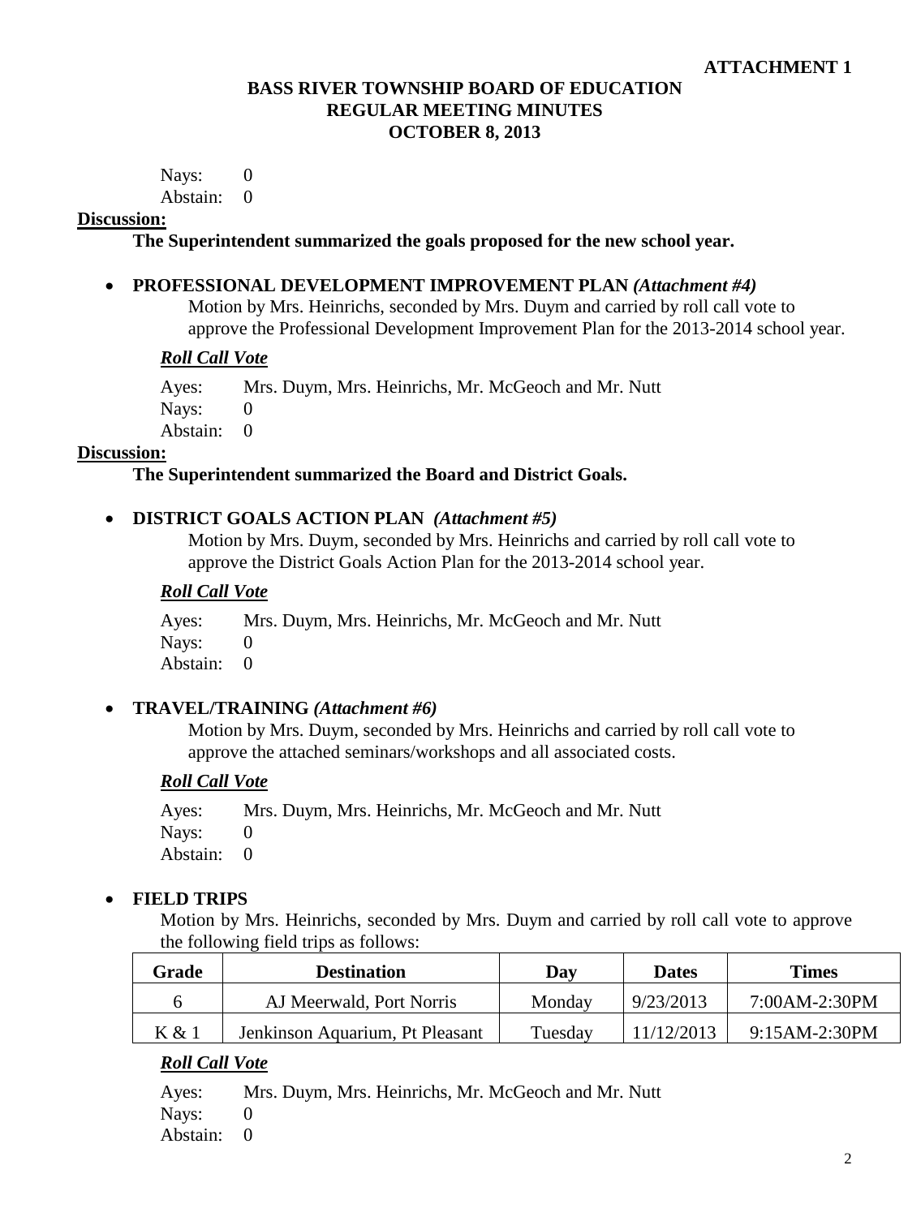**ATTACHMENT 1**

**BASS RIVER TOWNSHIP BOARD OF EDUCATION**
**REGULAR MEETING MINUTES**
**OCTOBER 8, 2013**

Nays: 0
Abstain: 0

**Discussion:**

**The Superintendent summarized the goals proposed for the new school year.**

- **PROFESSIONAL DEVELOPMENT IMPROVEMENT PLAN** ***(Attachment #4)***

  Motion by Mrs. Heinrichs, seconded by Mrs. Duym and carried by roll call vote to approve the Professional Development Improvement Plan for the 2013-2014 school year.

  ***Roll Call Vote***

  Ayes: Mrs. Duym, Mrs. Heinrichs, Mr. McGeoch and Mr. Nutt
  Nays: 0
  Abstain: 0

**Discussion:**

**The Superintendent summarized the Board and District Goals.**

- **DISTRICT GOALS ACTION PLAN** ***(Attachment #5)***

  Motion by Mrs. Duym, seconded by Mrs. Heinrichs and carried by roll call vote to approve the District Goals Action Plan for the 2013-2014 school year.

  ***Roll Call Vote***

  Ayes: Mrs. Duym, Mrs. Heinrichs, Mr. McGeoch and Mr. Nutt
  Nays: 0
  Abstain: 0

- **TRAVEL/TRAINING** ***(Attachment #6)***

  Motion by Mrs. Duym, seconded by Mrs. Heinrichs and carried by roll call vote to approve the attached seminars/workshops and all associated costs.

  ***Roll Call Vote***

  Ayes: Mrs. Duym, Mrs. Heinrichs, Mr. McGeoch and Mr. Nutt
  Nays: 0
  Abstain: 0

- **FIELD TRIPS**

  Motion by Mrs. Heinrichs, seconded by Mrs. Duym and carried by roll call vote to approve the following field trips as follows:

| Grade | Destination | Day | Dates | Times |
|---|---|---|---|---|
| 6 | AJ Meerwald, Port Norris | Monday | 9/23/2013 | 7:00AM-2:30PM |
| K & 1 | Jenkinson Aquarium, Pt Pleasant | Tuesday | 11/12/2013 | 9:15AM-2:30PM |

  ***Roll Call Vote***

  Ayes: Mrs. Duym, Mrs. Heinrichs, Mr. McGeoch and Mr. Nutt
  Nays: 0
  Abstain: 0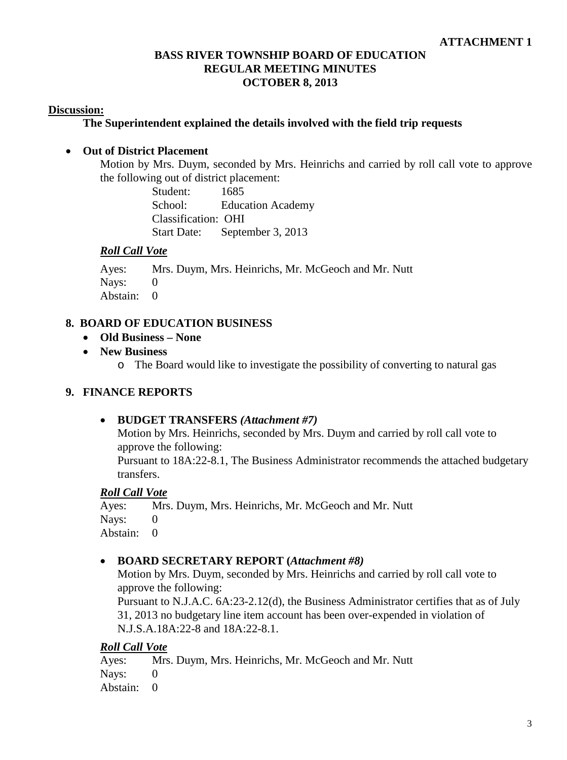**ATTACHMENT 1**

**BASS RIVER TOWNSHIP BOARD OF EDUCATION**
**REGULAR MEETING MINUTES**
**OCTOBER 8, 2013**

**Discussion:**

**The Superintendent explained the details involved with the field trip requests**

- **Out of District Placement**

  Motion by Mrs. Duym, seconded by Mrs. Heinrichs and carried by roll call vote to approve the following out of district placement:

  Student: 1685
  School: Education Academy
  Classification: OHI
  Start Date: September 3, 2013

  ***Roll Call Vote***

  Ayes: Mrs. Duym, Mrs. Heinrichs, Mr. McGeoch and Mr. Nutt
  Nays: 0
  Abstain: 0

## 8. BOARD OF EDUCATION BUSINESS

- **Old Business – None**
- **New Business**
  - The Board would like to investigate the possibility of converting to natural gas

## 9. FINANCE REPORTS

- **BUDGET TRANSFERS *(Attachment #7)***

  Motion by Mrs. Heinrichs, seconded by Mrs. Duym and carried by roll call vote to approve the following:
  Pursuant to 18A:22-8.1, The Business Administrator recommends the attached budgetary transfers.

  ***Roll Call Vote***

  Ayes: Mrs. Duym, Mrs. Heinrichs, Mr. McGeoch and Mr. Nutt
  Nays: 0
  Abstain: 0

- **BOARD SECRETARY REPORT (*Attachment #8)***

  Motion by Mrs. Duym, seconded by Mrs. Heinrichs and carried by roll call vote to approve the following:
  Pursuant to N.J.A.C. 6A:23-2.12(d), the Business Administrator certifies that as of July 31, 2013 no budgetary line item account has been over-expended in violation of N.J.S.A.18A:22-8 and 18A:22-8.1.

  ***Roll Call Vote***

  Ayes: Mrs. Duym, Mrs. Heinrichs, Mr. McGeoch and Mr. Nutt
  Nays: 0
  Abstain: 0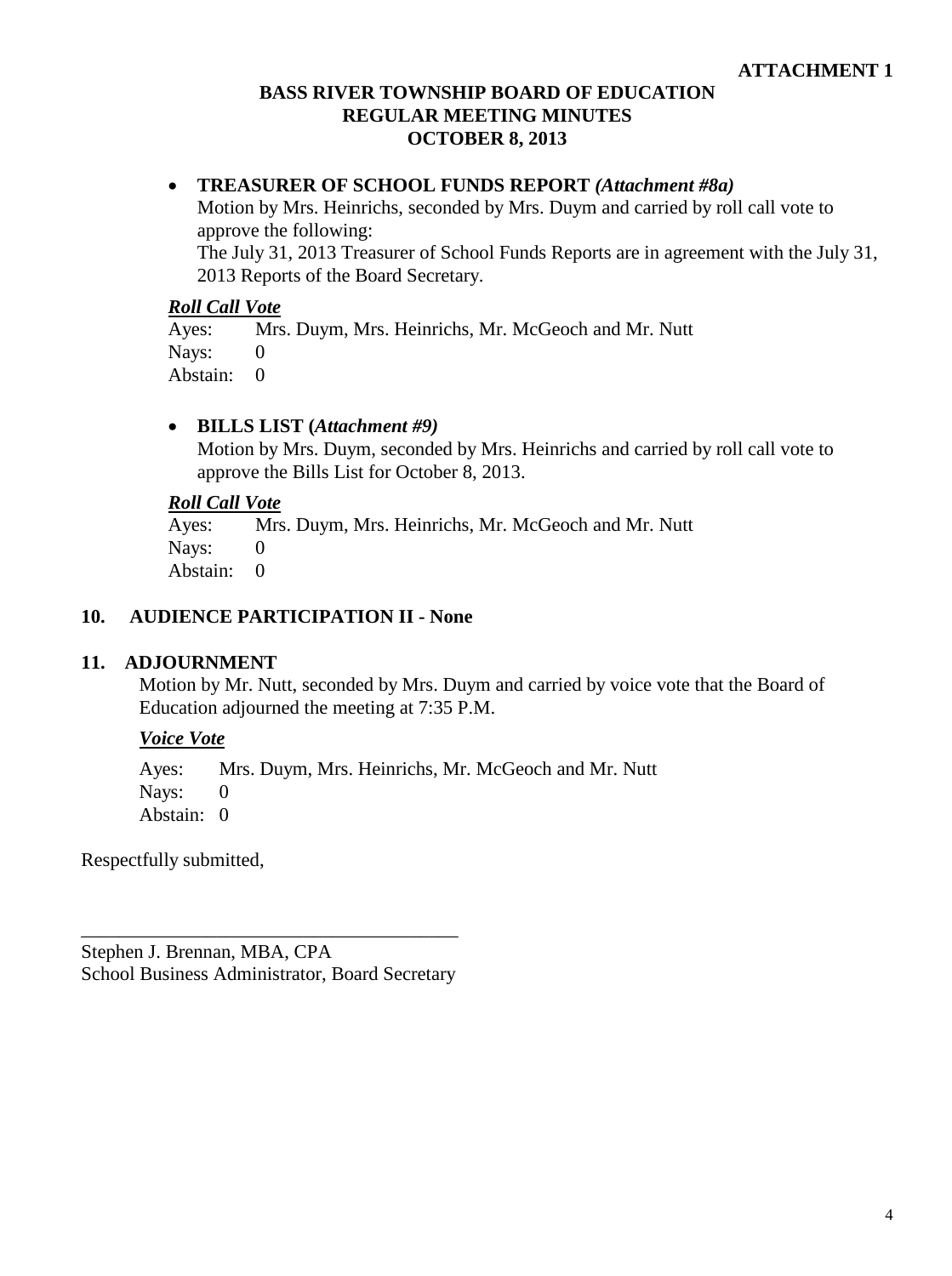**ATTACHMENT 1**

**BASS RIVER TOWNSHIP BOARD OF EDUCATION**
**REGULAR MEETING MINUTES**
**OCTOBER 8, 2013**

- **TREASURER OF SCHOOL FUNDS REPORT** ***(Attachment #8a)***
  Motion by Mrs. Heinrichs, seconded by Mrs. Duym and carried by roll call vote to approve the following:
  The July 31, 2013 Treasurer of School Funds Reports are in agreement with the July 31, 2013 Reports of the Board Secretary.

***Roll Call Vote***

Ayes: Mrs. Duym, Mrs. Heinrichs, Mr. McGeoch and Mr. Nutt
Nays: 0
Abstain: 0

- **BILLS LIST (*****Attachment #9)***
  Motion by Mrs. Duym, seconded by Mrs. Heinrichs and carried by roll call vote to approve the Bills List for October 8, 2013.

***Roll Call Vote***

Ayes: Mrs. Duym, Mrs. Heinrichs, Mr. McGeoch and Mr. Nutt
Nays: 0
Abstain: 0

**10. AUDIENCE PARTICIPATION II - None**

**11. ADJOURNMENT**

Motion by Mr. Nutt, seconded by Mrs. Duym and carried by voice vote that the Board of Education adjourned the meeting at 7:35 P.M.

***Voice Vote***

Ayes: Mrs. Duym, Mrs. Heinrichs, Mr. McGeoch and Mr. Nutt
Nays: 0
Abstain: 0

Respectfully submitted,

\_\_\_\_\_\_\_\_\_\_\_\_\_\_\_\_\_\_\_\_\_\_\_\_\_\_\_\_\_\_\_\_\_\_\_\_\_\_\_\_

Stephen J. Brennan, MBA, CPA
School Business Administrator, Board Secretary